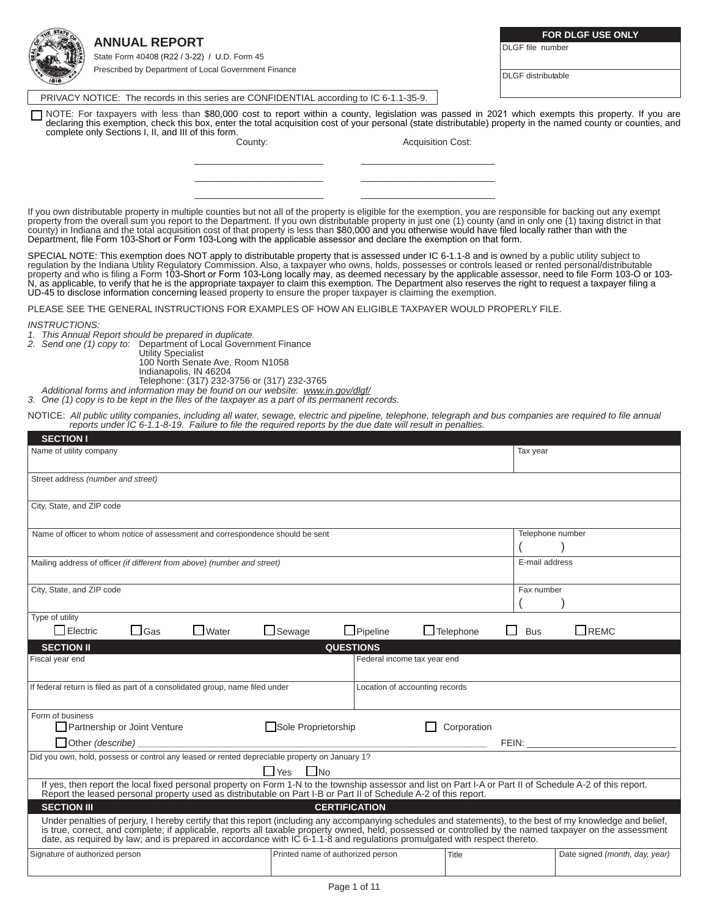# ANNUAL REPORT

State Form 40408 (R22 / 3-22) / U.D. Form 45

Prescribed by Department of Local Government Finance

| FOR DLGF USE ONLY |
|---|
| DLGF file number |
| DLGF distributable |

PRIVACY NOTICE: The records in this series are CONFIDENTIAL according to IC 6-1.1-35-9.

☐ NOTE: For taxpayers with less than $80,000 cost to report within a county, legislation was passed in 2021 which exempts this property. If you are declaring this exemption, check this box, enter the total acquisition cost of your personal (state distributable) property in the named county or counties, and complete only Sections I, II, and III of this form.

| County: | Acquisition Cost: |
|---|---|
| | |
| | |
| | |

If you own distributable property in multiple counties but not all of the property is eligible for the exemption, you are responsible for backing out any exempt property from the overall sum you report to the Department. If you own distributable property in just one (1) county (and in only one (1) taxing district in that county) in Indiana and the total acquisition cost of that property is less than $80,000 and you otherwise would have filed locally rather than with the Department, file Form 103-Short or Form 103-Long with the applicable assessor and declare the exemption on that form.

SPECIAL NOTE: This exemption does NOT apply to distributable property that is assessed under IC 6-1.1-8 and is owned by a public utility subject to regulation by the Indiana Utility Regulatory Commission. Also, a taxpayer who owns, holds, possesses or controls leased or rented personal/distributable property and who is filing a Form 103-Short or Form 103-Long locally may, as deemed necessary by the applicable assessor, need to file Form 103-O or 103-N, as applicable, to verify that he is the appropriate taxpayer to claim this exemption. The Department also reserves the right to request a taxpayer filing a UD-45 to disclose information concerning leased property to ensure the proper taxpayer is claiming the exemption.

PLEASE SEE THE GENERAL INSTRUCTIONS FOR EXAMPLES OF HOW AN ELIGIBLE TAXPAYER WOULD PROPERLY FILE.

*INSTRUCTIONS:*

1. *This Annual Report should be prepared in duplicate.*
2. *Send one (1) copy to:* Department of Local Government Finance
   Utility Specialist
   100 North Senate Ave, Room N1058
   Indianapolis, IN 46204
   Telephone: (317) 232-3756 or (317) 232-3765

   *Additional forms and information may be found on our website: www.in.gov/dlgf/*
3. *One (1) copy is to be kept in the files of the taxpayer as a part of its permanent records.*

NOTICE: *All public utility companies, including all water, sewage, electric and pipeline, telephone, telegraph and bus companies are required to file annual reports under IC 6-1.1-8-19. Failure to file the required reports by the due date will result in penalties.*

## SECTION I

| Name of utility company | Tax year |
|---|---|
| Street address *(number and street)* | |
| City, State, and ZIP code | |
| Name of officer to whom notice of assessment and correspondence should be sent | Telephone number ( ) |
| Mailing address of officer *(if different from above) (number and street)* | E-mail address |
| City, State, and ZIP code | Fax number ( ) |

Type of utility

☐ Electric ☐ Gas ☐ Water ☐ Sewage ☐ Pipeline ☐ Telephone ☐ Bus ☐ REMC

## SECTION II QUESTIONS

| Fiscal year end | Federal income tax year end |
|---|---|
| If federal return is filed as part of a consolidated group, name filed under | Location of accounting records |

Form of business

☐ Partnership or Joint Venture ☐ Sole Proprietorship ☐ Corporation

☐ Other *(describe)* ______________________ FEIN: ______________

Did you own, hold, possess or control any leased or rented depreciable property on January 1?

☐ Yes ☐ No

If yes, then report the local fixed personal property on Form 1-N to the township assessor and list on Part I-A or Part II of Schedule A-2 of this report. Report the leased personal property used as distributable on Part I-B or Part II of Schedule A-2 of this report.

## SECTION III CERTIFICATION

Under penalties of perjury, I hereby certify that this report (including any accompanying schedules and statements), to the best of my knowledge and belief, is true, correct, and complete; if applicable, reports all taxable property owned, held, possessed or controlled by the named taxpayer on the assessment date, as required by law; and is prepared in accordance with IC 6-1.1-8 and regulations promulgated with respect thereto.

| Signature of authorized person | Printed name of authorized person | Title | Date signed *(month, day, year)* |
|---|---|---|---|
| | | | |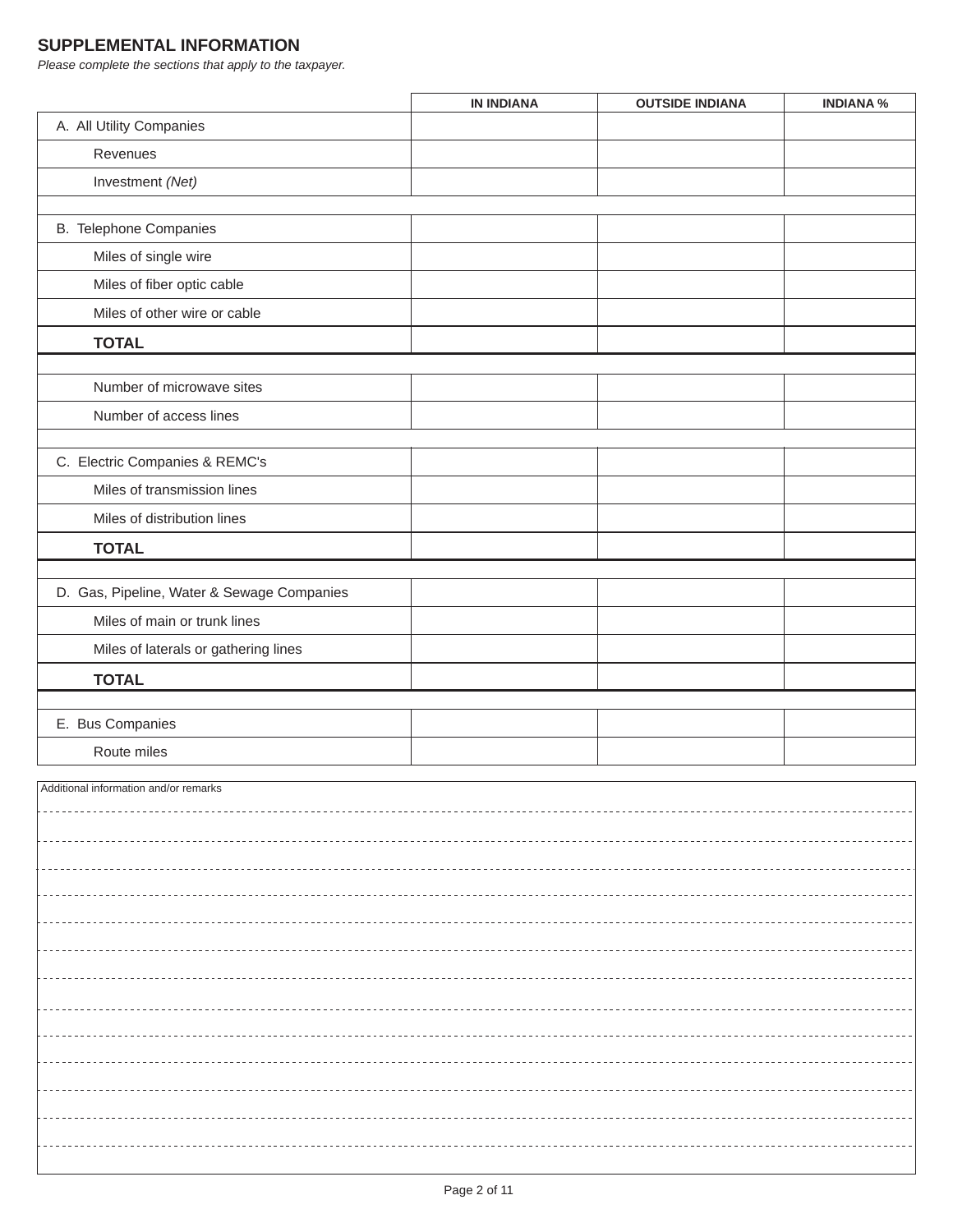## SUPPLEMENTAL INFORMATION

*Please complete the sections that apply to the taxpayer.*

| | IN INDIANA | OUTSIDE INDIANA | INDIANA % |
|---|---|---|---|
| A. All Utility Companies | | | |
| Revenues | | | |
| Investment *(Net)* | | | |
| | | | |
| B. Telephone Companies | | | |
| Miles of single wire | | | |
| Miles of fiber optic cable | | | |
| Miles of other wire or cable | | | |
| **TOTAL** | | | |
| | | | |
| Number of microwave sites | | | |
| Number of access lines | | | |
| | | | |
| C. Electric Companies & REMC's | | | |
| Miles of transmission lines | | | |
| Miles of distribution lines | | | |
| **TOTAL** | | | |
| | | | |
| D. Gas, Pipeline, Water & Sewage Companies | | | |
| Miles of main or trunk lines | | | |
| Miles of laterals or gathering lines | | | |
| **TOTAL** | | | |
| | | | |
| E. Bus Companies | | | |
| Route miles | | | |

Additional information and/or remarks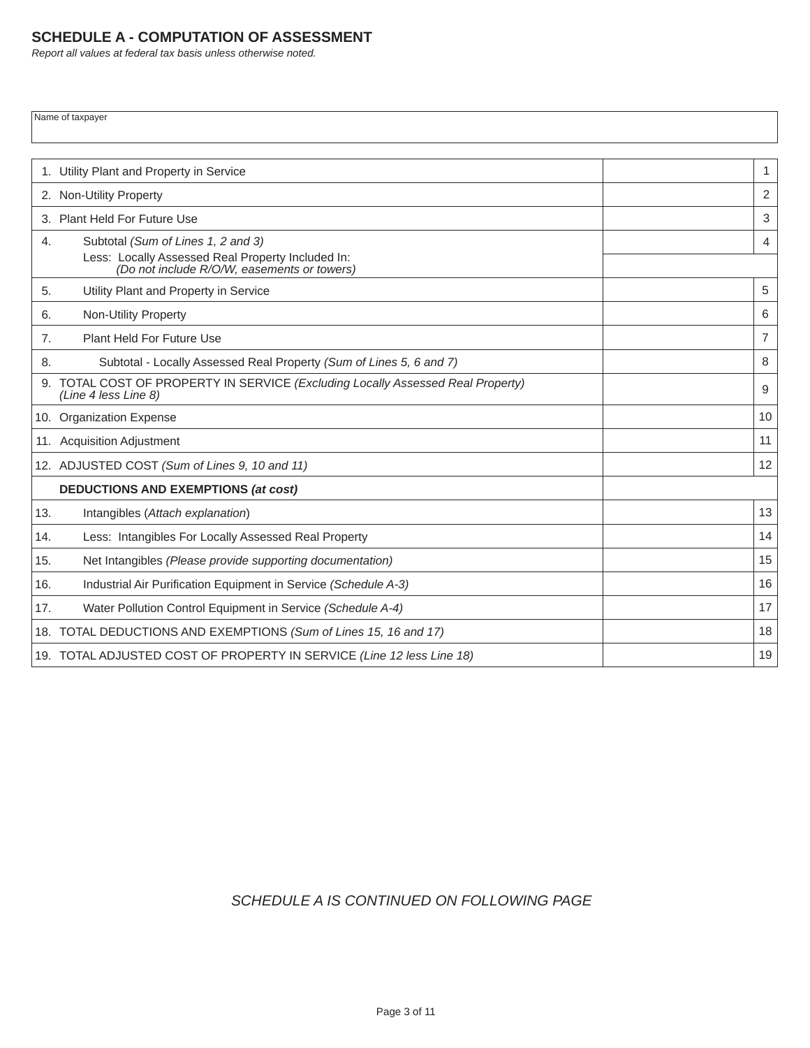## SCHEDULE A - COMPUTATION OF ASSESSMENT

*Report all values at federal tax basis unless otherwise noted.*

| Name of taxpayer |
|---|
| |

| | | |
|---|---|---|
| 1. Utility Plant and Property in Service | | 1 |
| 2. Non-Utility Property | | 2 |
| 3. Plant Held For Future Use | | 3 |
| 4. Subtotal *(Sum of Lines 1, 2 and 3)* | | 4 |
| Less: Locally Assessed Real Property Included In: *(Do not include R/O/W, easements or towers)* | | |
| 5. Utility Plant and Property in Service | | 5 |
| 6. Non-Utility Property | | 6 |
| 7. Plant Held For Future Use | | 7 |
| 8. Subtotal - Locally Assessed Real Property *(Sum of Lines 5, 6 and 7)* | | 8 |
| 9. TOTAL COST OF PROPERTY IN SERVICE *(Excluding Locally Assessed Real Property) (Line 4 less Line 8)* | | 9 |
| 10. Organization Expense | | 10 |
| 11. Acquisition Adjustment | | 11 |
| 12. ADJUSTED COST *(Sum of Lines 9, 10 and 11)* | | 12 |
| **DEDUCTIONS AND EXEMPTIONS *(at cost)*** | | |
| 13. Intangibles (*Attach explanation*) | | 13 |
| 14. Less: Intangibles For Locally Assessed Real Property | | 14 |
| 15. Net Intangibles *(Please provide supporting documentation)* | | 15 |
| 16. Industrial Air Purification Equipment in Service *(Schedule A-3)* | | 16 |
| 17. Water Pollution Control Equipment in Service *(Schedule A-4)* | | 17 |
| 18. TOTAL DEDUCTIONS AND EXEMPTIONS *(Sum of Lines 15, 16 and 17)* | | 18 |
| 19. TOTAL ADJUSTED COST OF PROPERTY IN SERVICE *(Line 12 less Line 18)* | | 19 |

*SCHEDULE A IS CONTINUED ON FOLLOWING PAGE*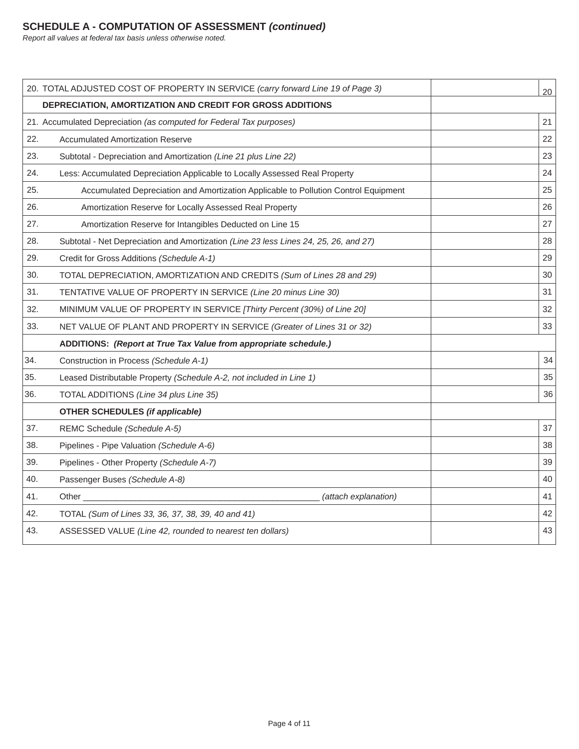## SCHEDULE A - COMPUTATION OF ASSESSMENT *(continued)*

*Report all values at federal tax basis unless otherwise noted.*

| Line | Description | Amount | |
|---|---|---|---|
| 20. | TOTAL ADJUSTED COST OF PROPERTY IN SERVICE *(carry forward Line 19 of Page 3)* | | 20 |
| | **DEPRECIATION, AMORTIZATION AND CREDIT FOR GROSS ADDITIONS** | | |
| 21. | Accumulated Depreciation *(as computed for Federal Tax purposes)* | | 21 |
| 22. | Accumulated Amortization Reserve | | 22 |
| 23. | Subtotal - Depreciation and Amortization *(Line 21 plus Line 22)* | | 23 |
| 24. | Less: Accumulated Depreciation Applicable to Locally Assessed Real Property | | 24 |
| 25. | Accumulated Depreciation and Amortization Applicable to Pollution Control Equipment | | 25 |
| 26. | Amortization Reserve for Locally Assessed Real Property | | 26 |
| 27. | Amortization Reserve for Intangibles Deducted on Line 15 | | 27 |
| 28. | Subtotal - Net Depreciation and Amortization *(Line 23 less Lines 24, 25, 26, and 27)* | | 28 |
| 29. | Credit for Gross Additions *(Schedule A-1)* | | 29 |
| 30. | TOTAL DEPRECIATION, AMORTIZATION AND CREDITS *(Sum of Lines 28 and 29)* | | 30 |
| 31. | TENTATIVE VALUE OF PROPERTY IN SERVICE *(Line 20 minus Line 30)* | | 31 |
| 32. | MINIMUM VALUE OF PROPERTY IN SERVICE *[Thirty Percent (30%) of Line 20]* | | 32 |
| 33. | NET VALUE OF PLANT AND PROPERTY IN SERVICE *(Greater of Lines 31 or 32)* | | 33 |
| | **ADDITIONS: *(Report at True Tax Value from appropriate schedule.)*** | | |
| 34. | Construction in Process *(Schedule A-1)* | | 34 |
| 35. | Leased Distributable Property *(Schedule A-2, not included in Line 1)* | | 35 |
| 36. | TOTAL ADDITIONS *(Line 34 plus Line 35)* | | 36 |
| | **OTHER SCHEDULES *(if applicable)*** | | |
| 37. | REMC Schedule *(Schedule A-5)* | | 37 |
| 38. | Pipelines - Pipe Valuation *(Schedule A-6)* | | 38 |
| 39. | Pipelines - Other Property *(Schedule A-7)* | | 39 |
| 40. | Passenger Buses *(Schedule A-8)* | | 40 |
| 41. | Other ________________________________________________ *(attach explanation)* | | 41 |
| 42. | TOTAL *(Sum of Lines 33, 36, 37, 38, 39, 40 and 41)* | | 42 |
| 43. | ASSESSED VALUE *(Line 42, rounded to nearest ten dollars)* | | 43 |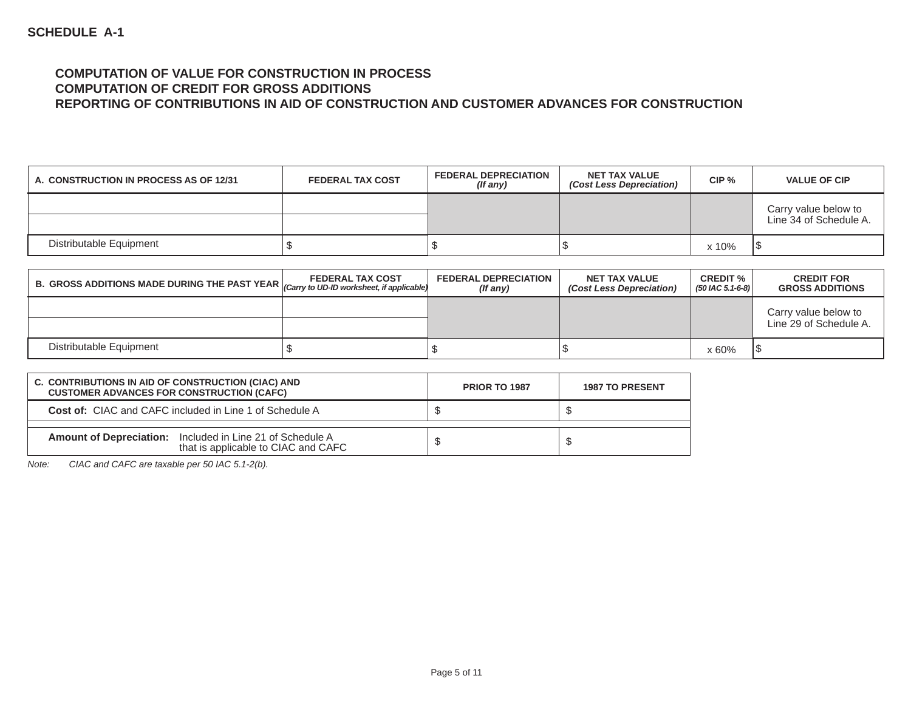**SCHEDULE A-1**

## COMPUTATION OF VALUE FOR CONSTRUCTION IN PROCESS
## COMPUTATION OF CREDIT FOR GROSS ADDITIONS
## REPORTING OF CONTRIBUTIONS IN AID OF CONSTRUCTION AND CUSTOMER ADVANCES FOR CONSTRUCTION

| A. CONSTRUCTION IN PROCESS AS OF 12/31 | FEDERAL TAX COST | FEDERAL DEPRECIATION *(If any)* | NET TAX VALUE *(Cost Less Depreciation)* | CIP % | VALUE OF CIP |
|---|---|---|---|---|---|
| | | | | | Carry value below to Line 34 of Schedule A. |
| | | | | | |
| Distributable Equipment | $ | $ | $ | x 10% | $ |

| B. GROSS ADDITIONS MADE DURING THE PAST YEAR | FEDERAL TAX COST *(Carry to UD-ID worksheet, if applicable)* | FEDERAL DEPRECIATION *(If any)* | NET TAX VALUE *(Cost Less Depreciation)* | CREDIT % *(50 IAC 5.1-6-8)* | CREDIT FOR GROSS ADDITIONS |
|---|---|---|---|---|---|
| | | | | | Carry value below to Line 29 of Schedule A. |
| | | | | | |
| Distributable Equipment | $ | $ | $ | x 60% | $ |

| C. CONTRIBUTIONS IN AID OF CONSTRUCTION (CIAC) AND CUSTOMER ADVANCES FOR CONSTRUCTION (CAFC) | PRIOR TO 1987 | 1987 TO PRESENT |
|---|---|---|
| **Cost of:** CIAC and CAFC included in Line 1 of Schedule A | $ | $ |
| **Amount of Depreciation:** Included in Line 21 of Schedule A that is applicable to CIAC and CAFC | $ | $ |

*Note: CIAC and CAFC are taxable per 50 IAC 5.1-2(b).*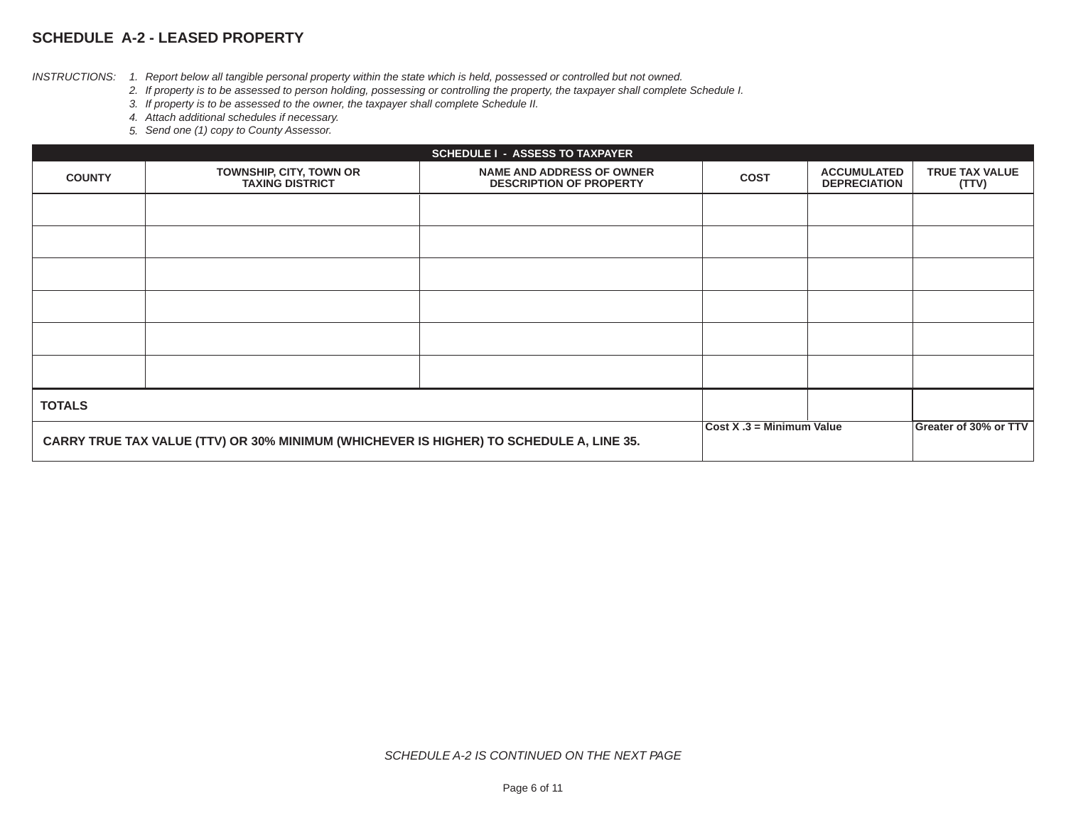## SCHEDULE A-2 - LEASED PROPERTY

*INSTRUCTIONS:*

1. *Report below all tangible personal property within the state which is held, possessed or controlled but not owned.*
2. *If property is to be assessed to person holding, possessing or controlling the property, the taxpayer shall complete Schedule I.*
3. *If property is to be assessed to the owner, the taxpayer shall complete Schedule II.*
4. *Attach additional schedules if necessary.*
5. *Send one (1) copy to County Assessor.*

| SCHEDULE I - ASSESS TO TAXPAYER | | | | | |
|---|---|---|---|---|---|
| **COUNTY** | **TOWNSHIP, CITY, TOWN OR TAXING DISTRICT** | **NAME AND ADDRESS OF OWNER DESCRIPTION OF PROPERTY** | **COST** | **ACCUMULATED DEPRECIATION** | **TRUE TAX VALUE (TTV)** |
| | | | | | |
| | | | | | |
| | | | | | |
| | | | | | |
| | | | | | |
| | | | | | |
| **TOTALS** | | | | | |
| **CARRY TRUE TAX VALUE (TTV) OR 30% MINIMUM (WHICHEVER IS HIGHER) TO SCHEDULE A, LINE 35.** | | | **Cost X .3 = Minimum Value** | | **Greater of 30% or TTV** |

*SCHEDULE A-2 IS CONTINUED ON THE NEXT PAGE*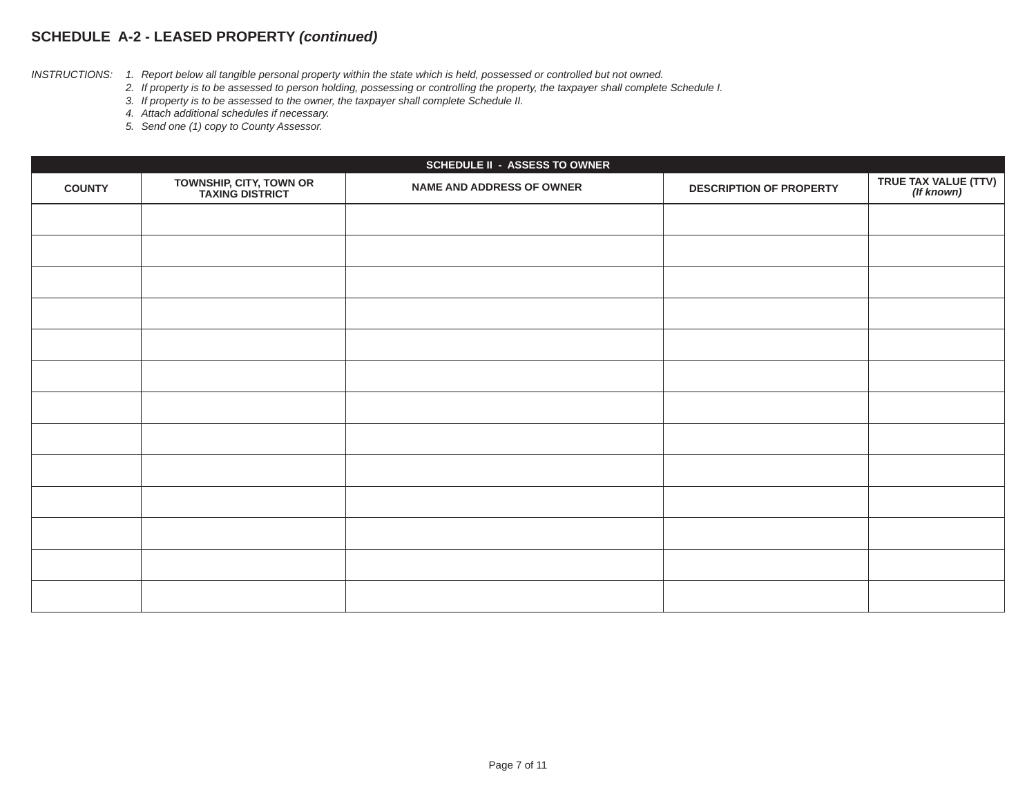## SCHEDULE A-2 - LEASED PROPERTY *(continued)*

*INSTRUCTIONS:*

1. *Report below all tangible personal property within the state which is held, possessed or controlled but not owned.*
2. *If property is to be assessed to person holding, possessing or controlling the property, the taxpayer shall complete Schedule I.*
3. *If property is to be assessed to the owner, the taxpayer shall complete Schedule II.*
4. *Attach additional schedules if necessary.*
5. *Send one (1) copy to County Assessor.*

| SCHEDULE II - ASSESS TO OWNER | | | | |
|---|---|---|---|---|
| **COUNTY** | **TOWNSHIP, CITY, TOWN OR TAXING DISTRICT** | **NAME AND ADDRESS OF OWNER** | **DESCRIPTION OF PROPERTY** | **TRUE TAX VALUE (TTV)** ***(If known)*** |
| | | | | |
| | | | | |
| | | | | |
| | | | | |
| | | | | |
| | | | | |
| | | | | |
| | | | | |
| | | | | |
| | | | | |
| | | | | |
| | | | | |
| | | | | |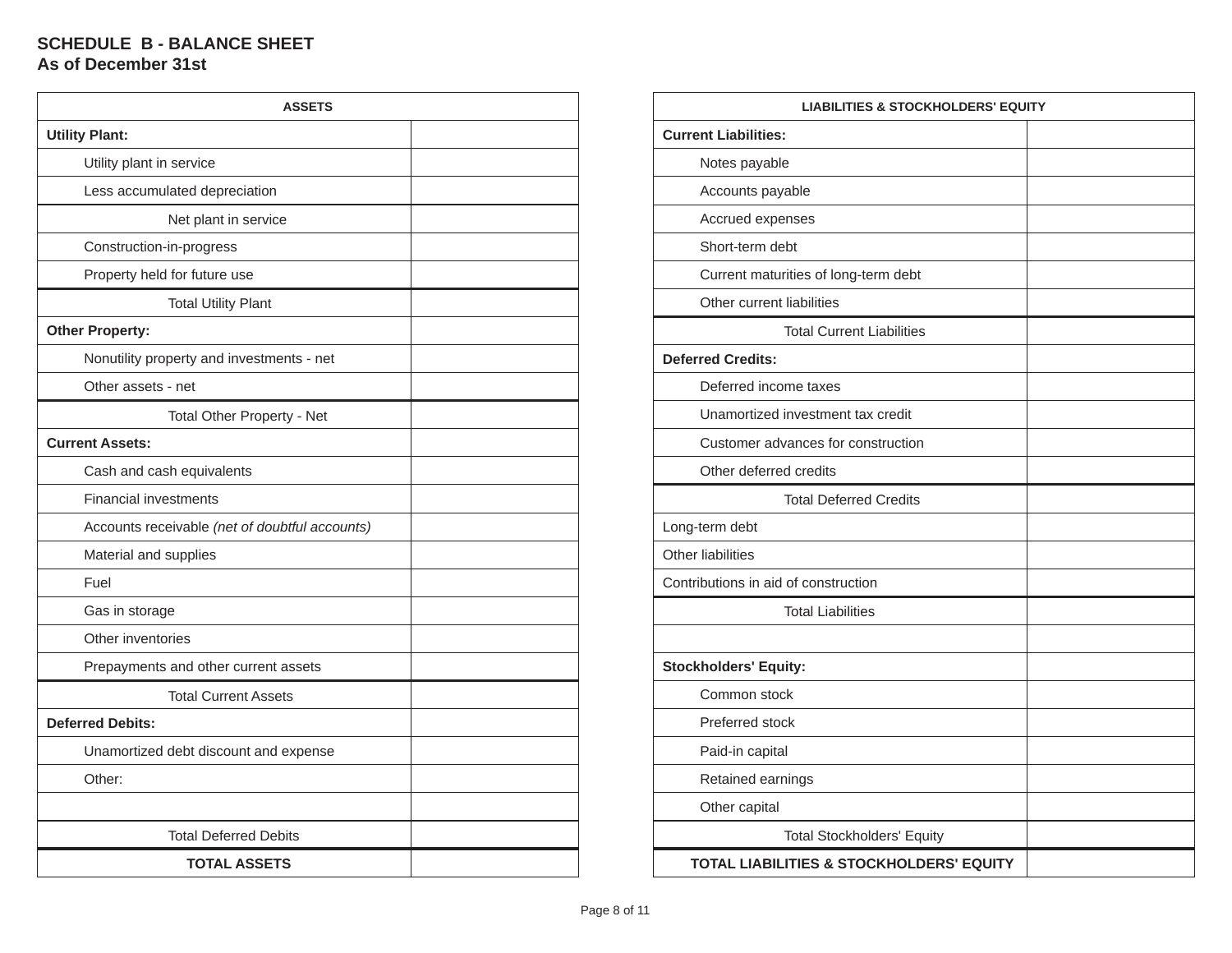## SCHEDULE B - BALANCE SHEET
### As of December 31st

| ASSETS | |
|---|---|
| **Utility Plant:** | |
| Utility plant in service | |
| Less accumulated depreciation | |
| Net plant in service | |
| Construction-in-progress | |
| Property held for future use | |
| Total Utility Plant | |
| **Other Property:** | |
| Nonutility property and investments - net | |
| Other assets - net | |
| Total Other Property - Net | |
| **Current Assets:** | |
| Cash and cash equivalents | |
| Financial investments | |
| Accounts receivable *(net of doubtful accounts)* | |
| Material and supplies | |
| Fuel | |
| Gas in storage | |
| Other inventories | |
| Prepayments and other current assets | |
| Total Current Assets | |
| **Deferred Debits:** | |
| Unamortized debt discount and expense | |
| Other: | |
| | |
| Total Deferred Debits | |
| **TOTAL ASSETS** | |

| LIABILITIES & STOCKHOLDERS' EQUITY | |
|---|---|
| **Current Liabilities:** | |
| Notes payable | |
| Accounts payable | |
| Accrued expenses | |
| Short-term debt | |
| Current maturities of long-term debt | |
| Other current liabilities | |
| Total Current Liabilities | |
| **Deferred Credits:** | |
| Deferred income taxes | |
| Unamortized investment tax credit | |
| Customer advances for construction | |
| Other deferred credits | |
| Total Deferred Credits | |
| Long-term debt | |
| Other liabilities | |
| Contributions in aid of construction | |
| Total Liabilities | |
| | |
| **Stockholders' Equity:** | |
| Common stock | |
| Preferred stock | |
| Paid-in capital | |
| Retained earnings | |
| Other capital | |
| Total Stockholders' Equity | |
| **TOTAL LIABILITIES & STOCKHOLDERS' EQUITY** | |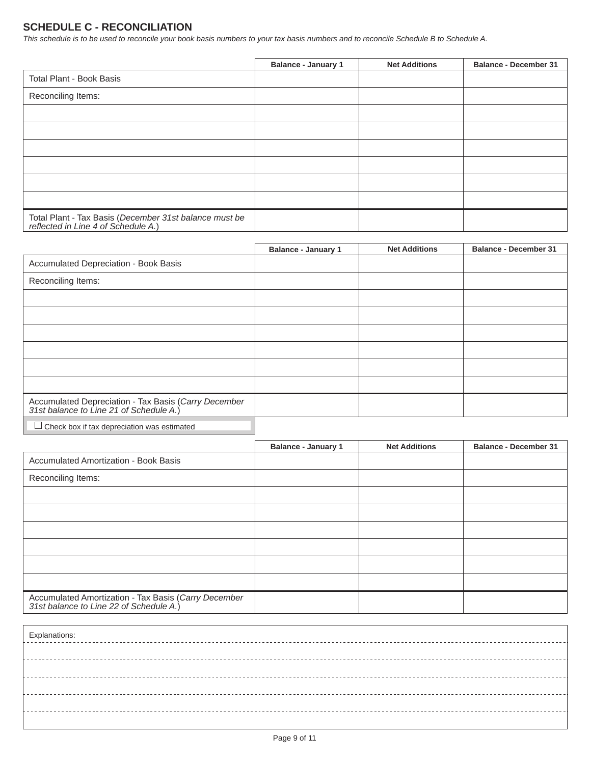## SCHEDULE C - RECONCILIATION

*This schedule is to be used to reconcile your book basis numbers to your tax basis numbers and to reconcile Schedule B to Schedule A.*

| | Balance - January 1 | Net Additions | Balance - December 31 |
|---|---|---|---|
| Total Plant - Book Basis | | | |
| Reconciling Items: | | | |
| | | | |
| | | | |
| | | | |
| | | | |
| | | | |
| | | | |
| Total Plant - Tax Basis (*December 31st balance must be reflected in Line 4 of Schedule A.*) | | | |

| | Balance - January 1 | Net Additions | Balance - December 31 |
|---|---|---|---|
| Accumulated Depreciation - Book Basis | | | |
| Reconciling Items: | | | |
| | | | |
| | | | |
| | | | |
| | | | |
| | | | |
| | | | |
| Accumulated Depreciation - Tax Basis (*Carry December 31st balance to Line 21 of Schedule A.*) | | | |

☐ Check box if tax depreciation was estimated

| | Balance - January 1 | Net Additions | Balance - December 31 |
|---|---|---|---|
| Accumulated Amortization - Book Basis | | | |
| Reconciling Items: | | | |
| | | | |
| | | | |
| | | | |
| | | | |
| | | | |
| | | | |
| Accumulated Amortization - Tax Basis (*Carry December 31st balance to Line 22 of Schedule A.*) | | | |

Explanations: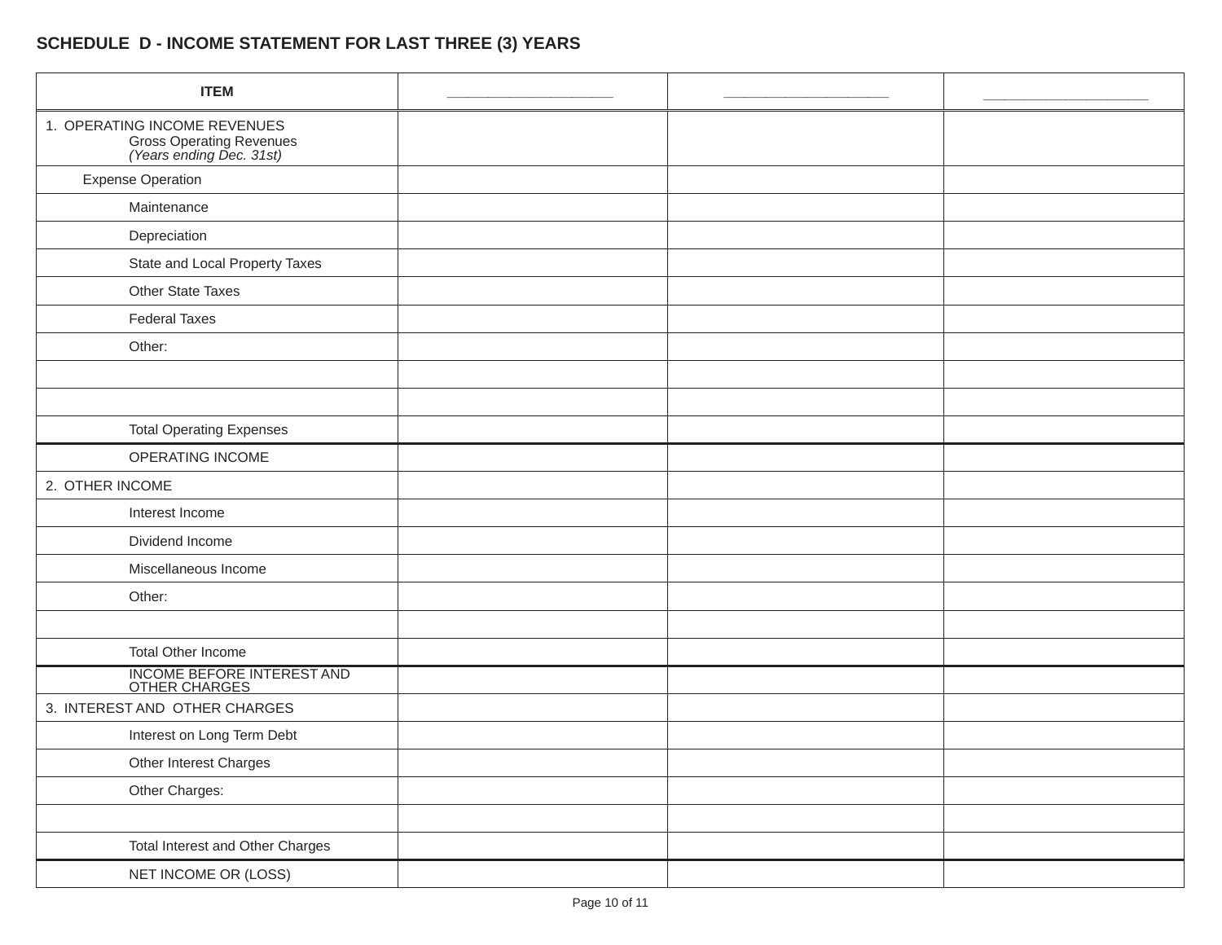## SCHEDULE D - INCOME STATEMENT FOR LAST THREE (3) YEARS

| ITEM | ____________________ | ____________________ | ____________________ |
|---|---|---|---|
| 1. OPERATING INCOME REVENUES<br>Gross Operating Revenues<br>*(Years ending Dec. 31st)* | | | |
| Expense Operation | | | |
| Maintenance | | | |
| Depreciation | | | |
| State and Local Property Taxes | | | |
| Other State Taxes | | | |
| Federal Taxes | | | |
| Other: | | | |
| | | | |
| | | | |
| Total Operating Expenses | | | |
| OPERATING INCOME | | | |
| 2. OTHER INCOME | | | |
| Interest Income | | | |
| Dividend Income | | | |
| Miscellaneous Income | | | |
| Other: | | | |
| | | | |
| Total Other Income | | | |
| INCOME BEFORE INTEREST AND OTHER CHARGES | | | |
| 3. INTEREST AND OTHER CHARGES | | | |
| Interest on Long Term Debt | | | |
| Other Interest Charges | | | |
| Other Charges: | | | |
| | | | |
| Total Interest and Other Charges | | | |
| NET INCOME OR (LOSS) | | | |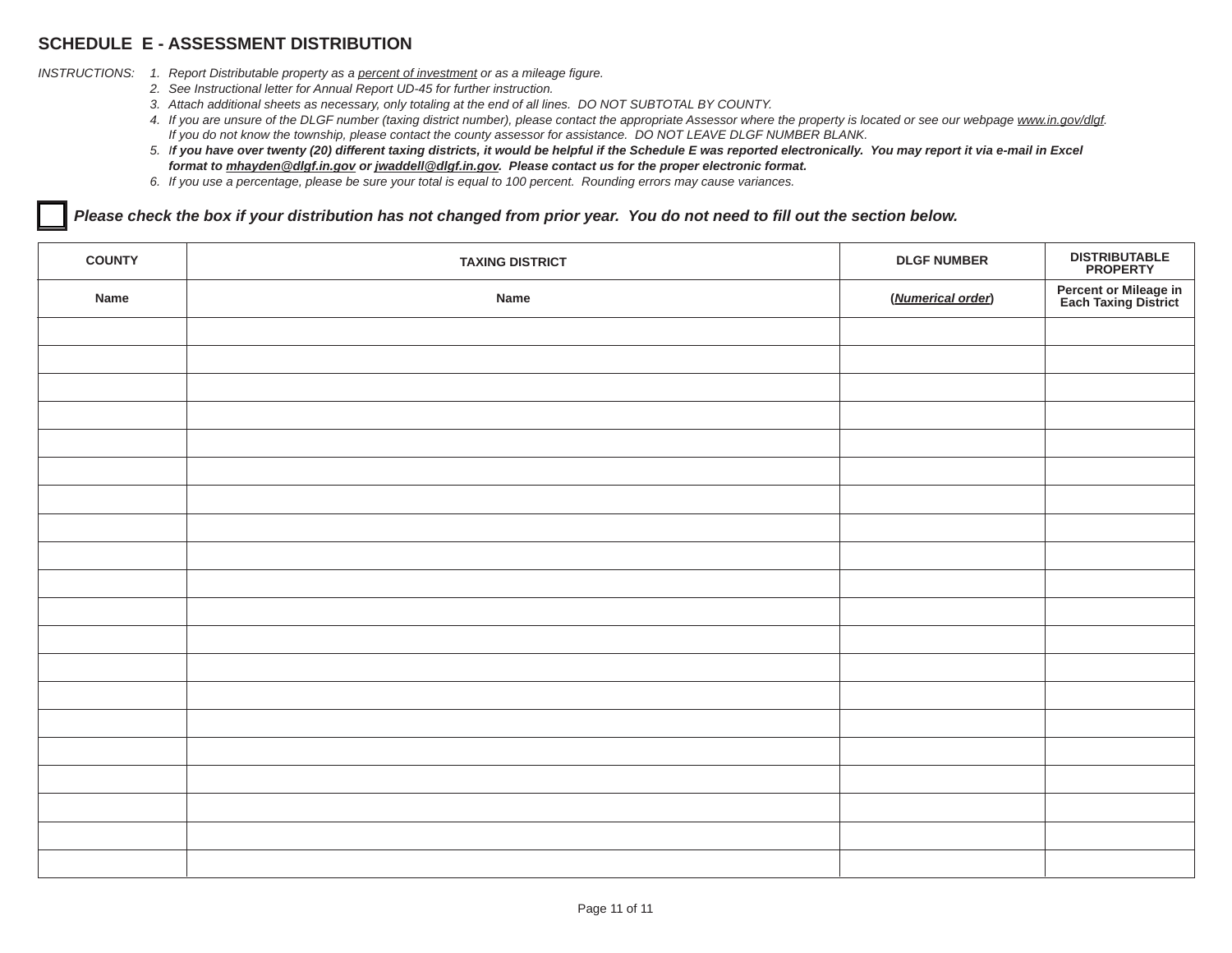## SCHEDULE E - ASSESSMENT DISTRIBUTION

*INSTRUCTIONS:*

1. *Report Distributable property as a percent of investment or as a mileage figure.*
2. *See Instructional letter for Annual Report UD-45 for further instruction.*
3. *Attach additional sheets as necessary, only totaling at the end of all lines. DO NOT SUBTOTAL BY COUNTY.*
4. *If you are unsure of the DLGF number (taxing district number), please contact the appropriate Assessor where the property is located or see our webpage www.in.gov/dlgf. If you do not know the township, please contact the county assessor for assistance. DO NOT LEAVE DLGF NUMBER BLANK.*
5. ***If you have over twenty (20) different taxing districts, it would be helpful if the Schedule E was reported electronically. You may report it via e-mail in Excel format to mhayden@dlgf.in.gov or jwaddell@dlgf.in.gov. Please contact us for the proper electronic format.***
6. *If you use a percentage, please be sure your total is equal to 100 percent. Rounding errors may cause variances.*

☐ ***Please check the box if your distribution has not changed from prior year. You do not need to fill out the section below.***

| COUNTY | TAXING DISTRICT | DLGF NUMBER | DISTRIBUTABLE PROPERTY |
|---|---|---|---|
| Name | Name | (*Numerical order*) | Percent or Mileage in Each Taxing District |
| | | | |
| | | | |
| | | | |
| | | | |
| | | | |
| | | | |
| | | | |
| | | | |
| | | | |
| | | | |
| | | | |
| | | | |
| | | | |
| | | | |
| | | | |
| | | | |
| | | | |
| | | | |
| | | | |
| | | | |